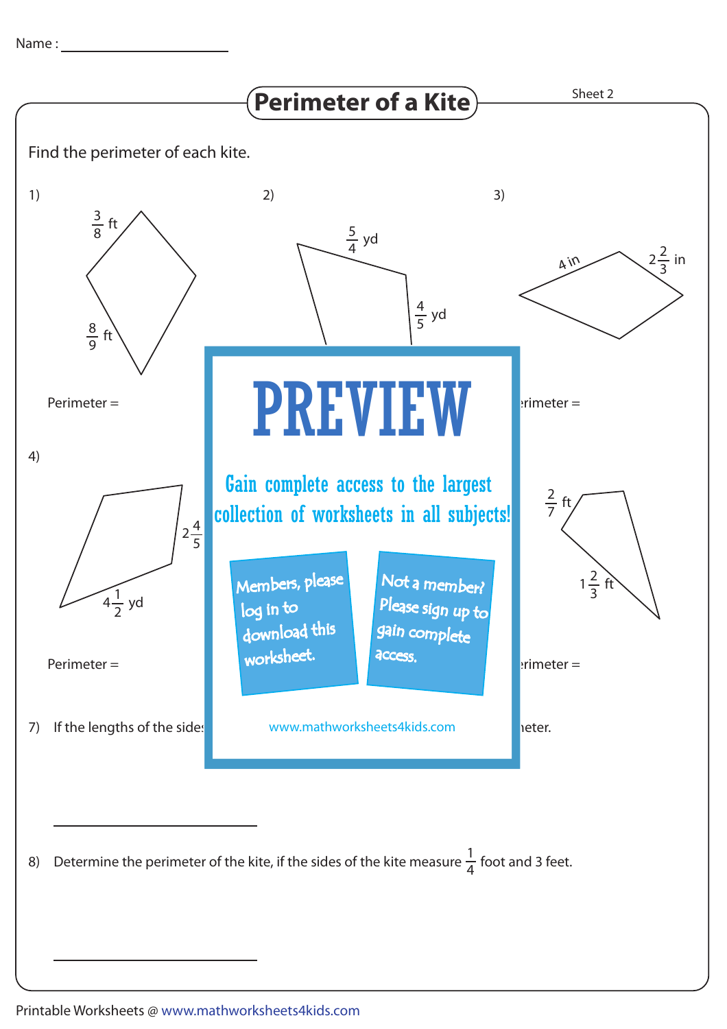Name : ____________________

# Perimeter of a Kite

Sheet 2

Find the perimeter of each kite.

1) $\frac{3}{8}$ ft, $\frac{8}{9}$ ft

Perimeter =

2) $\frac{5}{4}$ yd, $\frac{4}{5}$ yd

3) 4 in, $2\frac{2}{3}$ in

erimeter =

4) $2\frac{4}{5}$, $4\frac{1}{2}$ yd

Perimeter =

$\frac{2}{7}$ ft, $1\frac{2}{3}$ ft

erimeter =

PREVIEW

Gain complete access to the largest collection of worksheets in all subjects!

Members, please log in to download this worksheet.

Not a member? Please sign up to gain complete access.

www.mathworksheets4kids.com

7) If the lengths of the side ... eter.

____________________

8) Determine the perimeter of the kite, if the sides of the kite measure $\frac{1}{4}$ foot and 3 feet.

____________________

Printable Worksheets @ www.mathworksheets4kids.com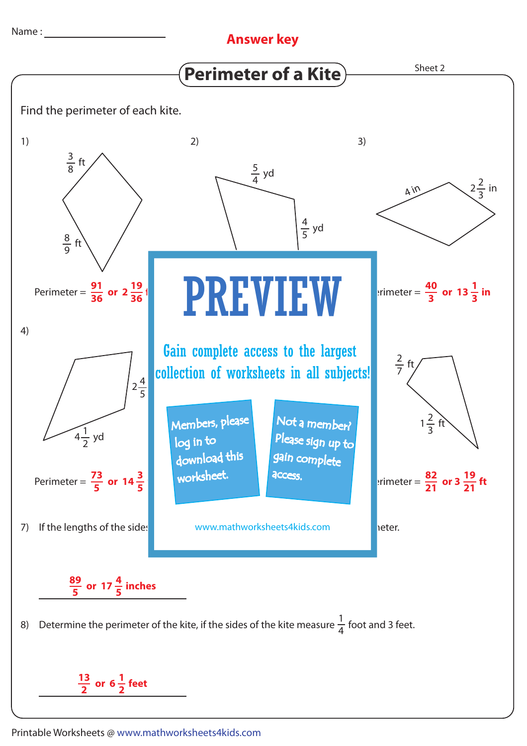Name : ____________________

**Answer key**

# Perimeter of a Kite

Sheet 2

Find the perimeter of each kite.

1)

$\frac{3}{8}$ ft

$\frac{8}{9}$ ft

Perimeter = $\frac{91}{36}$ or $2\frac{19}{36}$ f

2)

$\frac{5}{4}$ yd

$\frac{4}{5}$ yd

3)

4 in

$2\frac{2}{3}$ in

erimeter = $\frac{40}{3}$ or $13\frac{1}{3}$ in

4)

$2\frac{4}{5}$

$4\frac{1}{2}$ yd

Perimeter = $\frac{73}{5}$ or $14\frac{3}{5}$

$\frac{2}{7}$ ft

$1\frac{2}{3}$ ft

erimeter = $\frac{82}{21}$ or $3\frac{19}{21}$ ft

**PREVIEW**

Gain complete access to the largest collection of worksheets in all subjects!

Members, please log in to download this worksheet.

Not a member? Please sign up to gain complete access.

www.mathworksheets4kids.com

7) If the lengths of the sides ... eter.

$\frac{89}{5}$ or $17\frac{4}{5}$ inches

8) Determine the perimeter of the kite, if the sides of the kite measure $\frac{1}{4}$ foot and 3 feet.

$\frac{13}{2}$ or $6\frac{1}{2}$ feet

Printable Worksheets @ www.mathworksheets4kids.com